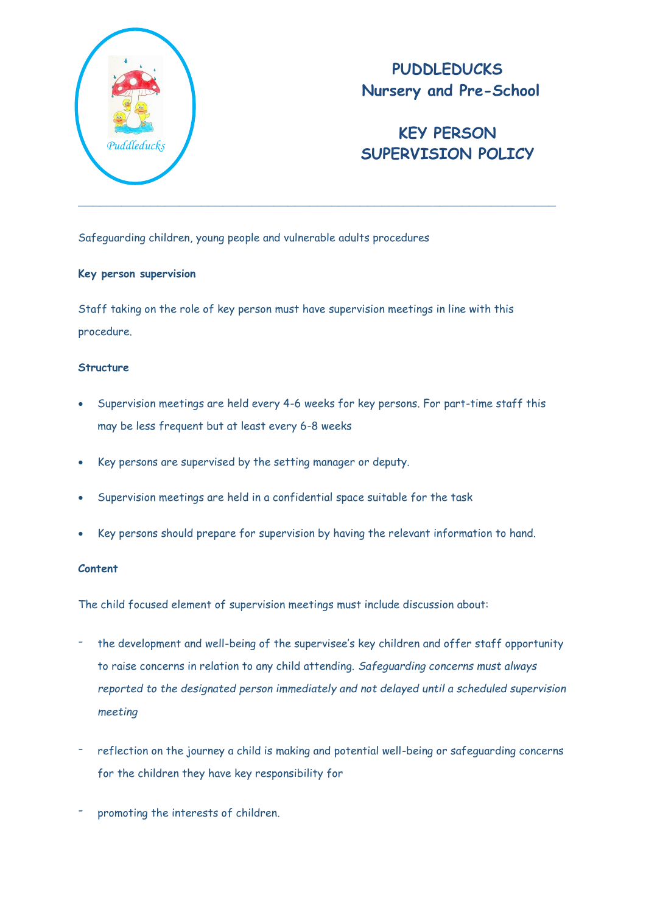# PUDDLEDUCKS
## Nursery and Pre-School

# KEY PERSON SUPERVISION POLICY

---

Safeguarding children, young people and vulnerable adults procedures

**Key person supervision**

Staff taking on the role of key person must have supervision meetings in line with this procedure.

**Structure**

- Supervision meetings are held every 4-6 weeks for key persons. For part-time staff this may be less frequent but at least every 6-8 weeks
- Key persons are supervised by the setting manager or deputy.
- Supervision meetings are held in a confidential space suitable for the task
- Key persons should prepare for supervision by having the relevant information to hand.

**Content**

The child focused element of supervision meetings must include discussion about:

- the development and well-being of the supervisee's key children and offer staff opportunity to raise concerns in relation to any child attending. *Safeguarding concerns must always reported to the designated person immediately and not delayed until a scheduled supervision meeting*
- reflection on the journey a child is making and potential well-being or safeguarding concerns for the children they have key responsibility for
- promoting the interests of children.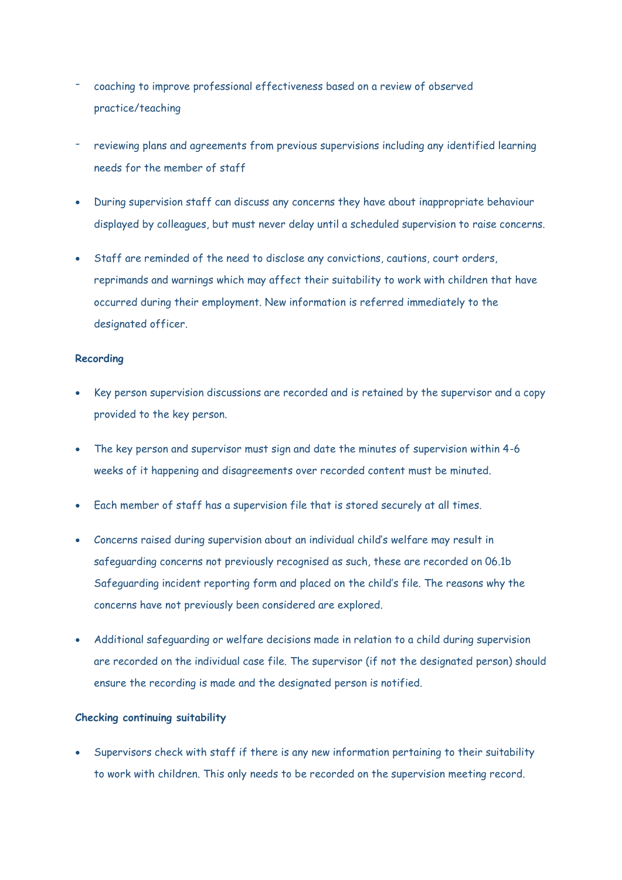- coaching to improve professional effectiveness based on a review of observed practice/teaching
- reviewing plans and agreements from previous supervisions including any identified learning needs for the member of staff

- During supervision staff can discuss any concerns they have about inappropriate behaviour displayed by colleagues, but must never delay until a scheduled supervision to raise concerns.
- Staff are reminded of the need to disclose any convictions, cautions, court orders, reprimands and warnings which may affect their suitability to work with children that have occurred during their employment. New information is referred immediately to the designated officer.

**Recording**

- Key person supervision discussions are recorded and is retained by the supervisor and a copy provided to the key person.
- The key person and supervisor must sign and date the minutes of supervision within 4-6 weeks of it happening and disagreements over recorded content must be minuted.
- Each member of staff has a supervision file that is stored securely at all times.
- Concerns raised during supervision about an individual child's welfare may result in safeguarding concerns not previously recognised as such, these are recorded on 06.1b Safeguarding incident reporting form and placed on the child's file. The reasons why the concerns have not previously been considered are explored.
- Additional safeguarding or welfare decisions made in relation to a child during supervision are recorded on the individual case file. The supervisor (if not the designated person) should ensure the recording is made and the designated person is notified.

**Checking continuing suitability**

- Supervisors check with staff if there is any new information pertaining to their suitability to work with children. This only needs to be recorded on the supervision meeting record.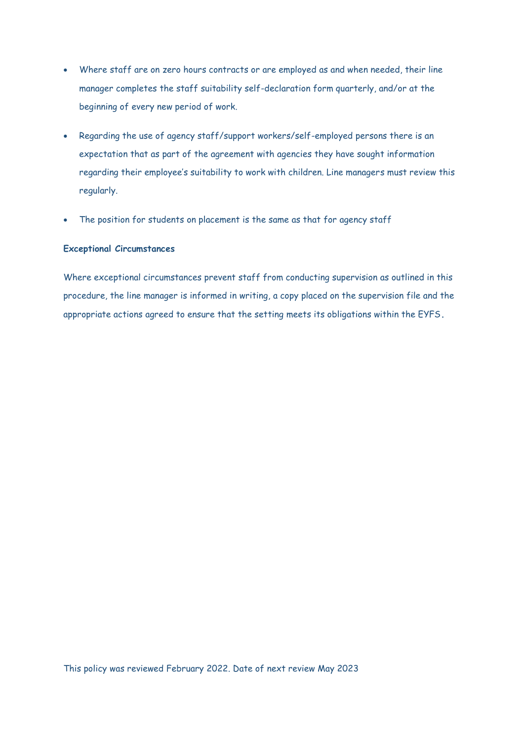- Where staff are on zero hours contracts or are employed as and when needed, their line manager completes the staff suitability self-declaration form quarterly, and/or at the beginning of every new period of work.
- Regarding the use of agency staff/support workers/self-employed persons there is an expectation that as part of the agreement with agencies they have sought information regarding their employee's suitability to work with children. Line managers must review this regularly.
- The position for students on placement is the same as that for agency staff

**Exceptional Circumstances**

Where exceptional circumstances prevent staff from conducting supervision as outlined in this procedure, the line manager is informed in writing, a copy placed on the supervision file and the appropriate actions agreed to ensure that the setting meets its obligations within the EYFS.

This policy was reviewed February 2022. Date of next review May 2023